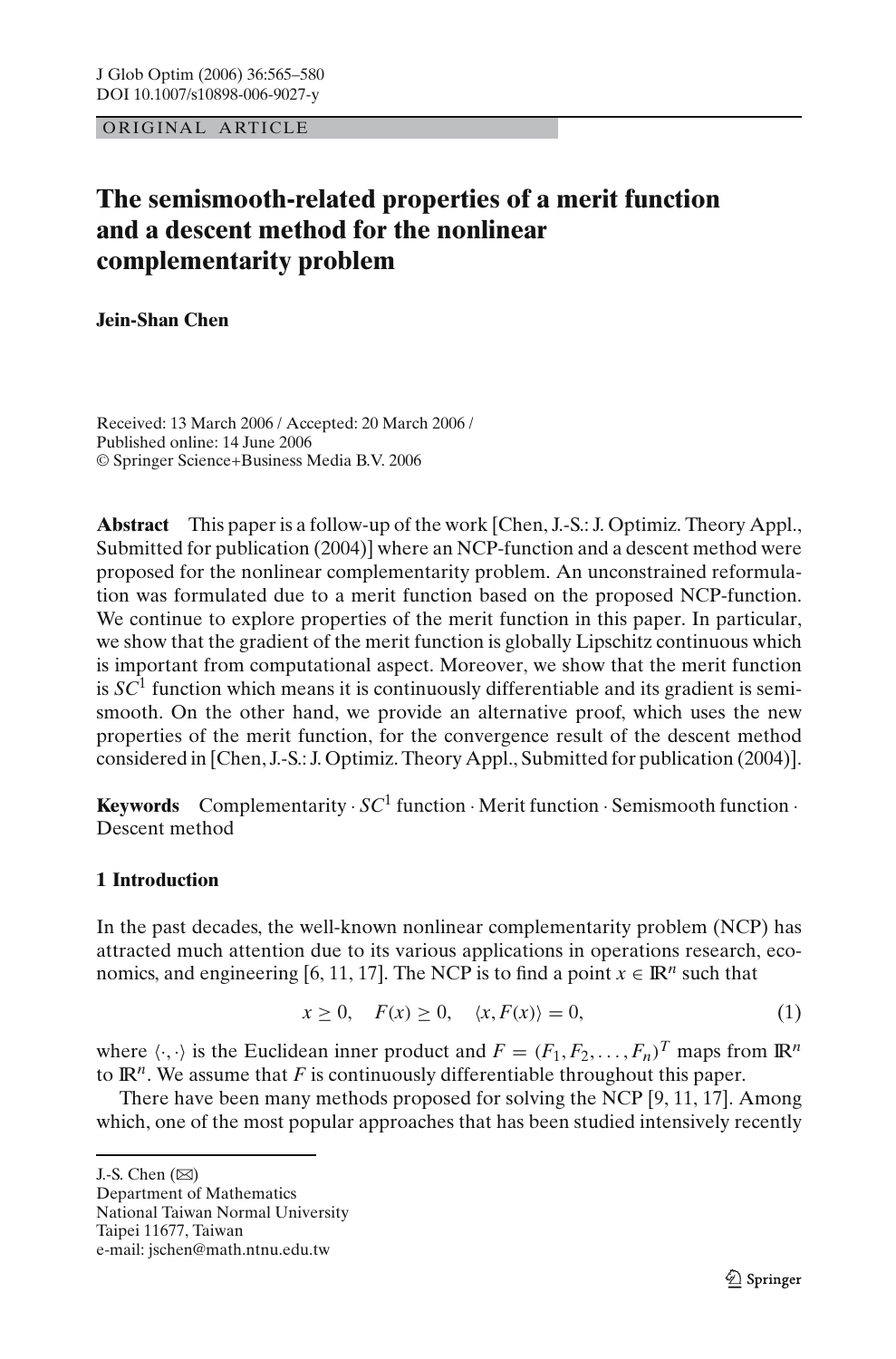ORIGINAL ARTICLE

# The semismooth-related properties of a merit function and a descent method for the nonlinear complementarity problem

**Jein-Shan Chen**

Received: 13 March 2006 / Accepted: 20 March 2006 /
Published online: 14 June 2006
© Springer Science+Business Media B.V. 2006

**Abstract** This paper is a follow-up of the work [Chen, J.-S.: J. Optimiz. Theory Appl., Submitted for publication (2004)] where an NCP-function and a descent method were proposed for the nonlinear complementarity problem. An unconstrained reformulation was formulated due to a merit function based on the proposed NCP-function. We continue to explore properties of the merit function in this paper. In particular, we show that the gradient of the merit function is globally Lipschitz continuous which is important from computational aspect. Moreover, we show that the merit function is $SC^1$ function which means it is continuously differentiable and its gradient is semismooth. On the other hand, we provide an alternative proof, which uses the new properties of the merit function, for the convergence result of the descent method considered in [Chen, J.-S.: J. Optimiz. Theory Appl., Submitted for publication (2004)].

**Keywords** Complementarity · $SC^1$ function · Merit function · Semismooth function · Descent method

## 1 Introduction

In the past decades, the well-known nonlinear complementarity problem (NCP) has attracted much attention due to its various applications in operations research, economics, and engineering [6, 11, 17]. The NCP is to find a point $x \in \mathbb{R}^n$ such that

$$x \geq 0, \quad F(x) \geq 0, \quad \langle x, F(x) \rangle = 0, \tag{1}$$

where $\langle \cdot, \cdot \rangle$ is the Euclidean inner product and $F = (F_1, F_2, \ldots, F_n)^T$ maps from $\mathbb{R}^n$ to $\mathbb{R}^n$. We assume that $F$ is continuously differentiable throughout this paper.

There have been many methods proposed for solving the NCP [9, 11, 17]. Among which, one of the most popular approaches that has been studied intensively recently

J.-S. Chen (✉)
Department of Mathematics
National Taiwan Normal University
Taipei 11677, Taiwan
e-mail: jschen@math.ntnu.edu.tw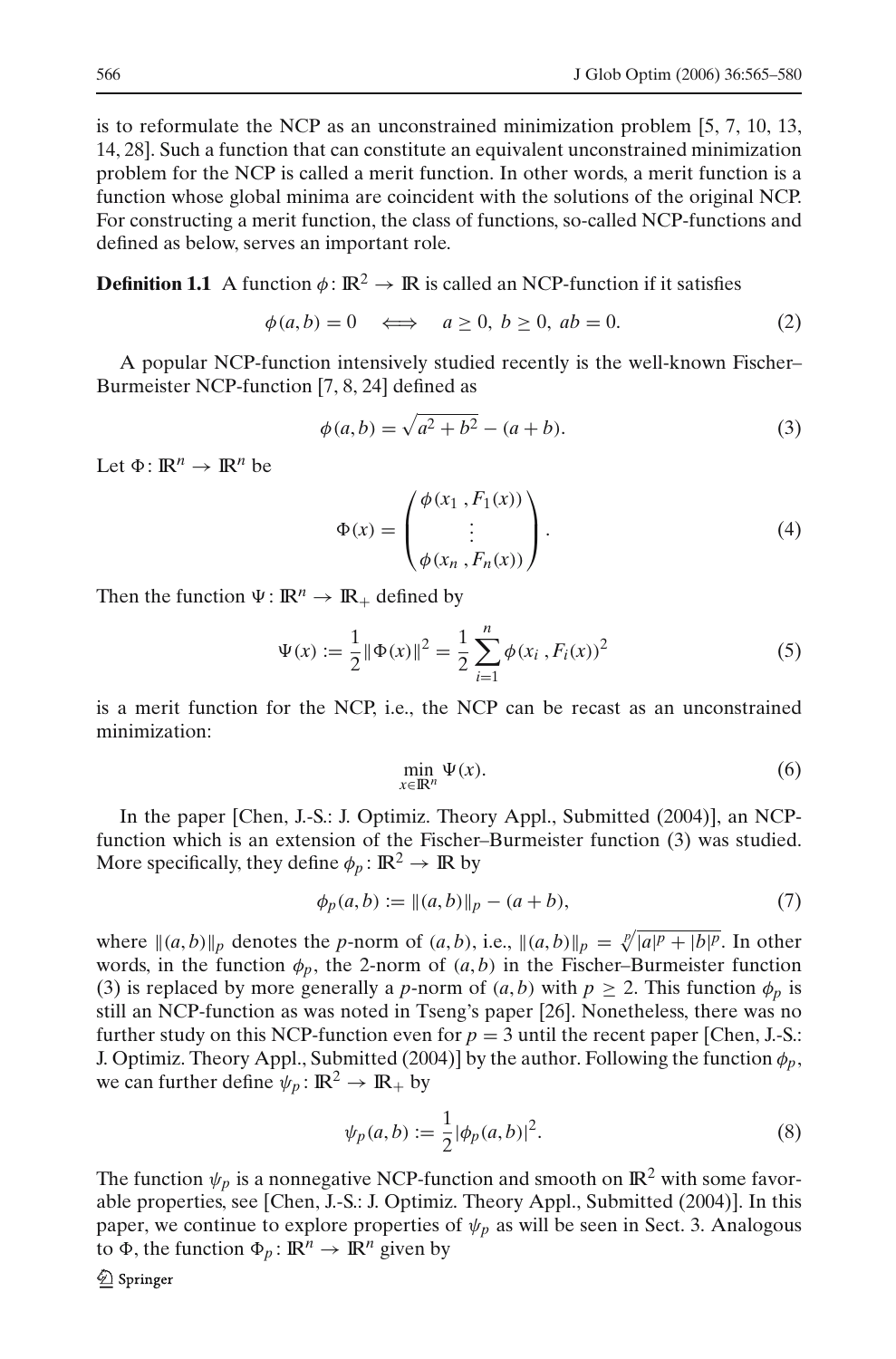is to reformulate the NCP as an unconstrained minimization problem [5, 7, 10, 13, 14, 28]. Such a function that can constitute an equivalent unconstrained minimization problem for the NCP is called a merit function. In other words, a merit function is a function whose global minima are coincident with the solutions of the original NCP. For constructing a merit function, the class of functions, so-called NCP-functions and defined as below, serves an important role.

**Definition 1.1** A function $\phi\colon \mathbb{R}^2 \to \mathbb{R}$ is called an NCP-function if it satisfies

$$\phi(a,b) = 0 \quad \Longleftrightarrow \quad a \geq 0,\ b \geq 0,\ ab = 0. \tag{2}$$

A popular NCP-function intensively studied recently is the well-known Fischer–Burmeister NCP-function [7, 8, 24] defined as

$$\phi(a,b) = \sqrt{a^2 + b^2} - (a+b). \tag{3}$$

Let $\Phi\colon \mathbb{R}^n \to \mathbb{R}^n$ be

$$\Phi(x) = \begin{pmatrix} \phi(x_1\,, F_1(x)) \\ \vdots \\ \phi(x_n\,, F_n(x)) \end{pmatrix}. \tag{4}$$

Then the function $\Psi\colon \mathbb{R}^n \to \mathbb{R}_+$ defined by

$$\Psi(x) := \frac{1}{2}\|\Phi(x)\|^2 = \frac{1}{2}\sum_{i=1}^{n} \phi(x_i\,, F_i(x))^2 \tag{5}$$

is a merit function for the NCP, i.e., the NCP can be recast as an unconstrained minimization:

$$\min_{x \in \mathbb{R}^n} \Psi(x). \tag{6}$$

In the paper [Chen, J.-S.: J. Optimiz. Theory Appl., Submitted (2004)], an NCP-function which is an extension of the Fischer–Burmeister function (3) was studied. More specifically, they define $\phi_p\colon \mathbb{R}^2 \to \mathbb{R}$ by

$$\phi_p(a,b) := \|(a,b)\|_p - (a+b), \tag{7}$$

where $\|(a,b)\|_p$ denotes the $p$-norm of $(a,b)$, i.e., $\|(a,b)\|_p = \sqrt[p]{|a|^p + |b|^p}$. In other words, in the function $\phi_p$, the 2-norm of $(a,b)$ in the Fischer–Burmeister function (3) is replaced by more generally a $p$-norm of $(a,b)$ with $p \geq 2$. This function $\phi_p$ is still an NCP-function as was noted in Tseng's paper [26]. Nonetheless, there was no further study on this NCP-function even for $p = 3$ until the recent paper [Chen, J.-S.: J. Optimiz. Theory Appl., Submitted (2004)] by the author. Following the function $\phi_p$, we can further define $\psi_p\colon \mathbb{R}^2 \to \mathbb{R}_+$ by

$$\psi_p(a,b) := \frac{1}{2}|\phi_p(a,b)|^2. \tag{8}$$

The function $\psi_p$ is a nonnegative NCP-function and smooth on $\mathbb{R}^2$ with some favorable properties, see [Chen, J.-S.: J. Optimiz. Theory Appl., Submitted (2004)]. In this paper, we continue to explore properties of $\psi_p$ as will be seen in Sect. 3. Analogous to $\Phi$, the function $\Phi_p\colon \mathbb{R}^n \to \mathbb{R}^n$ given by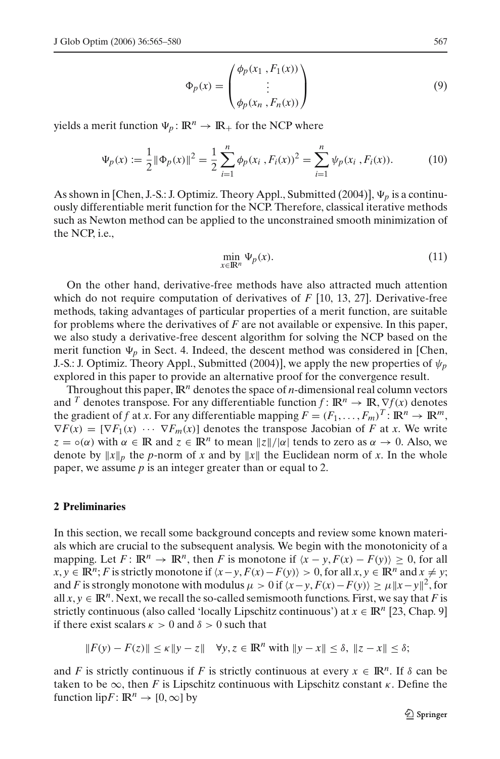$$\Phi_p(x) = \begin{pmatrix} \phi_p(x_1 \, , F_1(x)) \\ \vdots \\ \phi_p(x_n \, , F_n(x)) \end{pmatrix} \tag{9}$$

yields a merit function $\Psi_p \colon \mathbb{R}^n \to \mathbb{R}_+$ for the NCP where

$$\Psi_p(x) := \frac{1}{2}\|\Phi_p(x)\|^2 = \frac{1}{2}\sum_{i=1}^{n} \phi_p(x_i \, , F_i(x))^2 = \sum_{i=1}^{n} \psi_p(x_i \, , F_i(x)). \tag{10}$$

As shown in [Chen, J.-S.: J. Optimiz. Theory Appl., Submitted (2004)], $\Psi_p$ is a continuously differentiable merit function for the NCP. Therefore, classical iterative methods such as Newton method can be applied to the unconstrained smooth minimization of the NCP, i.e.,

$$\min_{x \in \mathbb{R}^n} \Psi_p(x). \tag{11}$$

On the other hand, derivative-free methods have also attracted much attention which do not require computation of derivatives of $F$ [10, 13, 27]. Derivative-free methods, taking advantages of particular properties of a merit function, are suitable for problems where the derivatives of $F$ are not available or expensive. In this paper, we also study a derivative-free descent algorithm for solving the NCP based on the merit function $\Psi_p$ in Sect. 4. Indeed, the descent method was considered in [Chen, J.-S.: J. Optimiz. Theory Appl., Submitted (2004)], we apply the new properties of $\psi_p$ explored in this paper to provide an alternative proof for the convergence result.

Throughout this paper, $\mathbb{R}^n$ denotes the space of $n$-dimensional real column vectors and $^T$ denotes transpose. For any differentiable function $f \colon \mathbb{R}^n \to \mathbb{R}, \nabla f(x)$ denotes the gradient of $f$ at $x$. For any differentiable mapping $F = (F_1, \ldots, F_m)^T \colon \mathbb{R}^n \to \mathbb{R}^m$, $\nabla F(x) = [\nabla F_1(x) \ \cdots \ \nabla F_m(x)]$ denotes the transpose Jacobian of $F$ at $x$. We write $z = \circ(\alpha)$ with $\alpha \in \mathbb{R}$ and $z \in \mathbb{R}^n$ to mean $\|z\|/|\alpha|$ tends to zero as $\alpha \to 0$. Also, we denote by $\|x\|_p$ the $p$-norm of $x$ and by $\|x\|$ the Euclidean norm of $x$. In the whole paper, we assume $p$ is an integer greater than or equal to 2.

## 2 Preliminaries

In this section, we recall some background concepts and review some known materials which are crucial to the subsequent analysis. We begin with the monotonicity of a mapping. Let $F \colon \mathbb{R}^n \to \mathbb{R}^n$, then $F$ is monotone if $\langle x - y, F(x) - F(y)\rangle \geq 0$, for all $x, y \in \mathbb{R}^n$; $F$ is strictly monotone if $\langle x - y, F(x) - F(y)\rangle > 0$, for all $x, y \in \mathbb{R}^n$ and $x \neq y$; and $F$ is strongly monotone with modulus $\mu > 0$ if $\langle x - y, F(x) - F(y)\rangle \geq \mu\|x - y\|^2$, for all $x, y \in \mathbb{R}^n$. Next, we recall the so-called semismooth functions. First, we say that $F$ is strictly continuous (also called 'locally Lipschitz continuous') at $x \in \mathbb{R}^n$ [23, Chap. 9] if there exist scalars $\kappa > 0$ and $\delta > 0$ such that

$$\|F(y) - F(z)\| \leq \kappa\|y - z\| \quad \forall y, z \in \mathbb{R}^n \text{ with } \|y - x\| \leq \delta, \ \|z - x\| \leq \delta;$$

and $F$ is strictly continuous if $F$ is strictly continuous at every $x \in \mathbb{R}^n$. If $\delta$ can be taken to be $\infty$, then $F$ is Lipschitz continuous with Lipschitz constant $\kappa$. Define the function $\text{lip}F \colon \mathbb{R}^n \to [0, \infty]$ by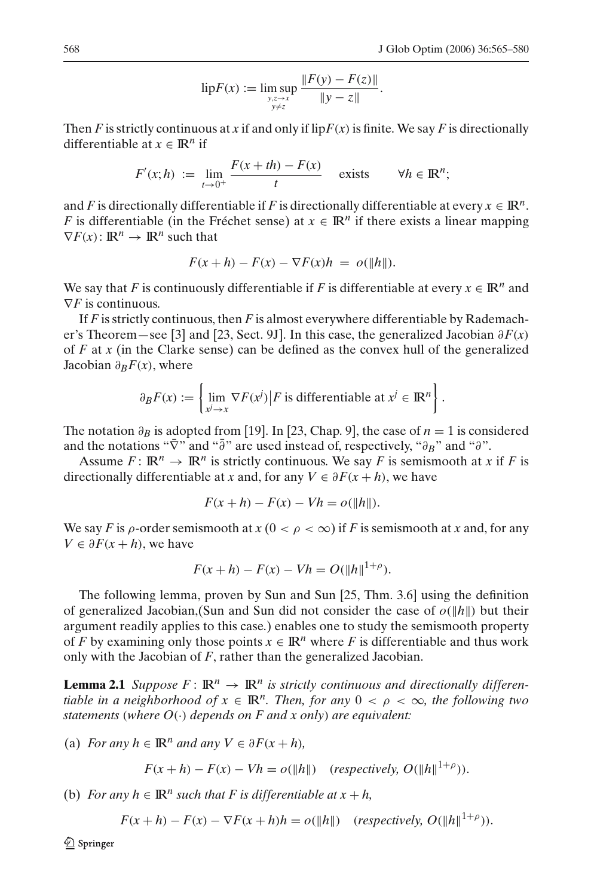$$\text{lip}F(x) := \limsup_{\substack{y,z \to x \\ y \neq z}} \frac{\|F(y) - F(z)\|}{\|y - z\|}.$$

Then $F$ is strictly continuous at $x$ if and only if $\text{lip}F(x)$ is finite. We say $F$ is directionally differentiable at $x \in \mathbb{R}^n$ if

$$F'(x; h) := \lim_{t \to 0^+} \frac{F(x + th) - F(x)}{t} \quad \text{exists} \quad \forall h \in \mathbb{R}^n;$$

and $F$ is directionally differentiable if $F$ is directionally differentiable at every $x \in \mathbb{R}^n$. $F$ is differentiable (in the Fréchet sense) at $x \in \mathbb{R}^n$ if there exists a linear mapping $\nabla F(x) : \mathbb{R}^n \to \mathbb{R}^n$ such that

$$F(x + h) - F(x) - \nabla F(x)h = o(\|h\|).$$

We say that $F$ is continuously differentiable if $F$ is differentiable at every $x \in \mathbb{R}^n$ and $\nabla F$ is continuous.

If $F$ is strictly continuous, then $F$ is almost everywhere differentiable by Rademacher's Theorem—see [3] and [23, Sect. 9J]. In this case, the generalized Jacobian $\partial F(x)$ of $F$ at $x$ (in the Clarke sense) can be defined as the convex hull of the generalized Jacobian $\partial_B F(x)$, where

$$\partial_B F(x) := \left\{ \lim_{x^j \to x} \nabla F(x^j) \middle| F \text{ is differentiable at } x^j \in \mathbb{R}^n \right\}.$$

The notation $\partial_B$ is adopted from [19]. In [23, Chap. 9], the case of $n = 1$ is considered and the notations "$\bar{\nabla}$" and "$\bar{\partial}$" are used instead of, respectively, "$\partial_B$" and "$\partial$".

Assume $F : \mathbb{R}^n \to \mathbb{R}^n$ is strictly continuous. We say $F$ is semismooth at $x$ if $F$ is directionally differentiable at $x$ and, for any $V \in \partial F(x + h)$, we have

$$F(x + h) - F(x) - Vh = o(\|h\|).$$

We say $F$ is $\rho$-order semismooth at $x$ ($0 < \rho < \infty$) if $F$ is semismooth at $x$ and, for any $V \in \partial F(x + h)$, we have

$$F(x + h) - F(x) - Vh = O(\|h\|^{1+\rho}).$$

The following lemma, proven by Sun and Sun [25, Thm. 3.6] using the definition of generalized Jacobian,(Sun and Sun did not consider the case of $o(\|h\|)$ but their argument readily applies to this case.) enables one to study the semismooth property of $F$ by examining only those points $x \in \mathbb{R}^n$ where $F$ is differentiable and thus work only with the Jacobian of $F$, rather than the generalized Jacobian.

**Lemma 2.1** *Suppose $F : \mathbb{R}^n \to \mathbb{R}^n$ is strictly continuous and directionally differentiable in a neighborhood of $x \in \mathbb{R}^n$. Then, for any $0 < \rho < \infty$, the following two statements (where $O(\cdot)$ depends on $F$ and $x$ only) are equivalent:*

(a) *For any $h \in \mathbb{R}^n$ and any $V \in \partial F(x + h)$,*

$$F(x + h) - F(x) - Vh = o(\|h\|) \quad (\textit{respectively, } O(\|h\|^{1+\rho})).$$

(b) *For any $h \in \mathbb{R}^n$ such that $F$ is differentiable at $x + h$,*

$$F(x + h) - F(x) - \nabla F(x + h)h = o(\|h\|) \quad (\textit{respectively, } O(\|h\|^{1+\rho})).$$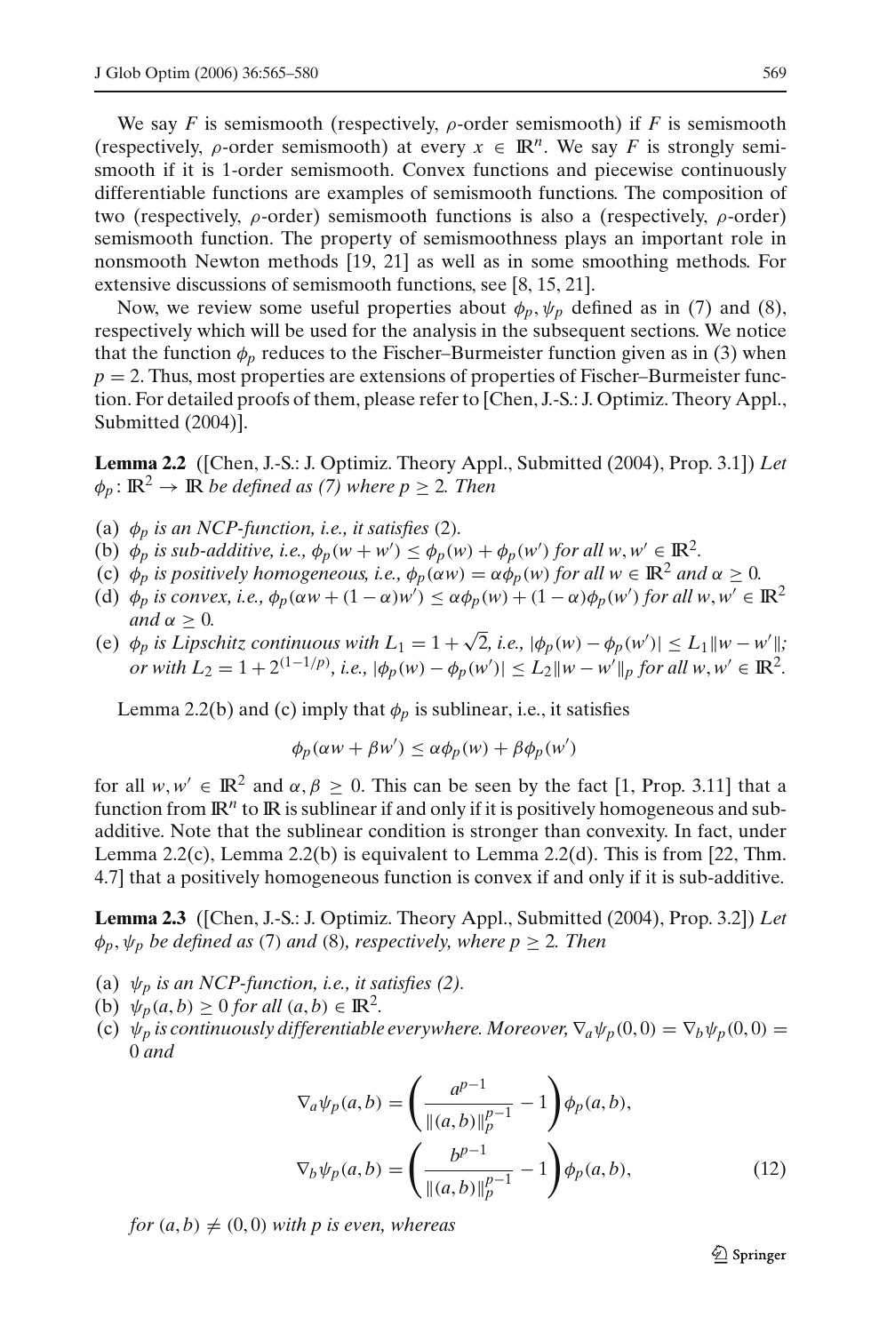We say $F$ is semismooth (respectively, $\rho$-order semismooth) if $F$ is semismooth (respectively, $\rho$-order semismooth) at every $x \in \mathbb{R}^n$. We say $F$ is strongly semismooth if it is 1-order semismooth. Convex functions and piecewise continuously differentiable functions are examples of semismooth functions. The composition of two (respectively, $\rho$-order) semismooth functions is also a (respectively, $\rho$-order) semismooth function. The property of semismoothness plays an important role in nonsmooth Newton methods [19, 21] as well as in some smoothing methods. For extensive discussions of semismooth functions, see [8, 15, 21].

Now, we review some useful properties about $\phi_p, \psi_p$ defined as in (7) and (8), respectively which will be used for the analysis in the subsequent sections. We notice that the function $\phi_p$ reduces to the Fischer–Burmeister function given as in (3) when $p = 2$. Thus, most properties are extensions of properties of Fischer–Burmeister function. For detailed proofs of them, please refer to [Chen, J.-S.: J. Optimiz. Theory Appl., Submitted (2004)].

**Lemma 2.2** ([Chen, J.-S.: J. Optimiz. Theory Appl., Submitted (2004), Prop. 3.1]) *Let $\phi_p \colon \mathbb{R}^2 \to \mathbb{R}$ be defined as (7) where $p \geq 2$. Then*

(a) *$\phi_p$ is an NCP-function, i.e., it satisfies* (2).
(b) *$\phi_p$ is sub-additive, i.e., $\phi_p(w + w') \leq \phi_p(w) + \phi_p(w')$ for all $w, w' \in \mathbb{R}^2$.*
(c) *$\phi_p$ is positively homogeneous, i.e., $\phi_p(\alpha w) = \alpha\phi_p(w)$ for all $w \in \mathbb{R}^2$ and $\alpha \geq 0$.*
(d) *$\phi_p$ is convex, i.e., $\phi_p(\alpha w + (1-\alpha)w') \leq \alpha\phi_p(w) + (1-\alpha)\phi_p(w')$ for all $w, w' \in \mathbb{R}^2$ and $\alpha \geq 0$.*
(e) *$\phi_p$ is Lipschitz continuous with $L_1 = 1 + \sqrt{2}$, i.e., $|\phi_p(w) - \phi_p(w')| \leq L_1\|w - w'\|$; or with $L_2 = 1 + 2^{(1-1/p)}$, i.e., $|\phi_p(w) - \phi_p(w')| \leq L_2\|w - w'\|_p$ for all $w, w' \in \mathbb{R}^2$.*

Lemma 2.2(b) and (c) imply that $\phi_p$ is sublinear, i.e., it satisfies

$$\phi_p(\alpha w + \beta w') \leq \alpha\phi_p(w) + \beta\phi_p(w')$$

for all $w, w' \in \mathbb{R}^2$ and $\alpha, \beta \geq 0$. This can be seen by the fact [1, Prop. 3.11] that a function from $\mathbb{R}^n$ to $\mathbb{R}$ is sublinear if and only if it is positively homogeneous and sub-additive. Note that the sublinear condition is stronger than convexity. In fact, under Lemma 2.2(c), Lemma 2.2(b) is equivalent to Lemma 2.2(d). This is from [22, Thm. 4.7] that a positively homogeneous function is convex if and only if it is sub-additive.

**Lemma 2.3** ([Chen, J.-S.: J. Optimiz. Theory Appl., Submitted (2004), Prop. 3.2]) *Let $\phi_p, \psi_p$ be defined as* (7) *and* (8)*, respectively, where $p \geq 2$. Then*

(a) *$\psi_p$ is an NCP-function, i.e., it satisfies (2).*
(b) *$\psi_p(a, b) \geq 0$ for all $(a, b) \in \mathbb{R}^2$.*
(c) *$\psi_p$ is continuously differentiable everywhere. Moreover, $\nabla_a\psi_p(0, 0) = \nabla_b\psi_p(0, 0) = 0$ and*

$$\nabla_a\psi_p(a, b) = \left(\frac{a^{p-1}}{\|(a, b)\|_p^{p-1}} - 1\right)\phi_p(a, b),$$
$$\nabla_b\psi_p(a, b) = \left(\frac{b^{p-1}}{\|(a, b)\|_p^{p-1}} - 1\right)\phi_p(a, b), \tag{12}$$

*for $(a, b) \neq (0, 0)$ with $p$ is even, whereas*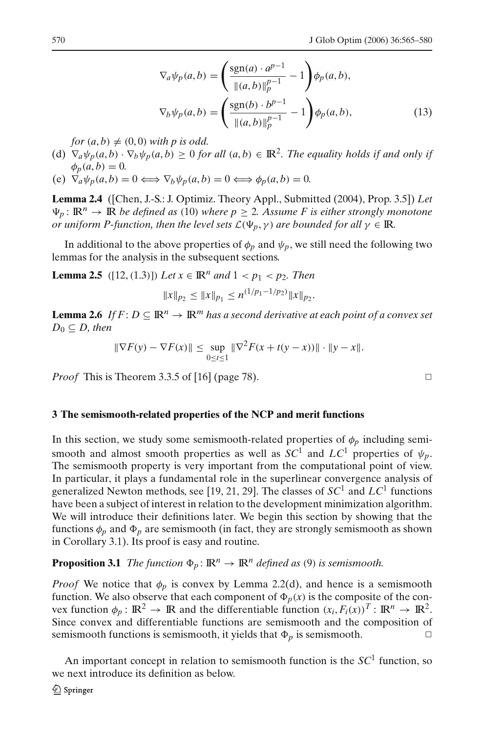$$\nabla_a \psi_p(a,b) = \left( \frac{\operatorname{sgn}(a) \cdot a^{p-1}}{\|(a,b)\|_p^{p-1}} - 1 \right) \phi_p(a,b),$$

$$\nabla_b \psi_p(a,b) = \left( \frac{\operatorname{sgn}(b) \cdot b^{p-1}}{\|(a,b)\|_p^{p-1}} - 1 \right) \phi_p(a,b), \tag{13}$$

*for* $(a,b) \neq (0,0)$ *with* $p$ *is odd.*

(d) $\nabla_a \psi_p(a,b) \cdot \nabla_b \psi_p(a,b) \geq 0$ *for all* $(a,b) \in \mathbb{R}^2$. *The equality holds if and only if* $\phi_p(a,b) = 0$.

(e) $\nabla_a \psi_p(a,b) = 0 \Longleftrightarrow \nabla_b \psi_p(a,b) = 0 \Longleftrightarrow \phi_p(a,b) = 0$.

**Lemma 2.4** ([Chen, J.-S.: J. Optimiz. Theory Appl., Submitted (2004), Prop. 3.5]) *Let* $\Psi_p : \mathbb{R}^n \to \mathbb{R}$ *be defined as* (10) *where* $p \geq 2$. *Assume* $F$ *is either strongly monotone or uniform P-function, then the level sets* $\mathcal{L}(\Psi_p, \gamma)$ *are bounded for all* $\gamma \in \mathbb{R}$.

In additional to the above properties of $\phi_p$ and $\psi_p$, we still need the following two lemmas for the analysis in the subsequent sections.

**Lemma 2.5** ([12, (1.3)]) *Let* $x \in \mathbb{R}^n$ *and* $1 < p_1 < p_2$. *Then*

$$\|x\|_{p_2} \leq \|x\|_{p_1} \leq n^{(1/p_1 - 1/p_2)} \|x\|_{p_2}.$$

**Lemma 2.6** *If* $F : D \subseteq \mathbb{R}^n \to \mathbb{R}^m$ *has a second derivative at each point of a convex set* $D_0 \subseteq D$, *then*

$$\|\nabla F(y) - \nabla F(x)\| \leq \sup_{0 \leq t \leq 1} \|\nabla^2 F(x + t(y-x))\| \cdot \|y - x\|.$$

*Proof* This is Theorem 3.3.5 of [16] (page 78). □

## 3 The semismooth-related properties of the NCP and merit functions

In this section, we study some semismooth-related properties of $\phi_p$ including semismooth and almost smooth properties as well as $SC^1$ and $LC^1$ properties of $\psi_p$. The semismooth property is very important from the computational point of view. In particular, it plays a fundamental role in the superlinear convergence analysis of generalized Newton methods, see [19, 21, 29]. The classes of $SC^1$ and $LC^1$ functions have been a subject of interest in relation to the development minimization algorithm. We will introduce their definitions later. We begin this section by showing that the functions $\phi_p$ and $\Phi_p$ are semismooth (in fact, they are strongly semismooth as shown in Corollary 3.1). Its proof is easy and routine.

**Proposition 3.1** *The function* $\Phi_p : \mathbb{R}^n \to \mathbb{R}^n$ *defined as* (9) *is semismooth.*

*Proof* We notice that $\phi_p$ is convex by Lemma 2.2(d), and hence is a semismooth function. We also observe that each component of $\Phi_p(x)$ is the composite of the convex function $\phi_p : \mathbb{R}^2 \to \mathbb{R}$ and the differentiable function $(x_i, F_i(x))^T : \mathbb{R}^n \to \mathbb{R}^2$. Since convex and differentiable functions are semismooth and the composition of semismooth functions is semismooth, it yields that $\Phi_p$ is semismooth. □

An important concept in relation to semismooth function is the $SC^1$ function, so we next introduce its definition as below.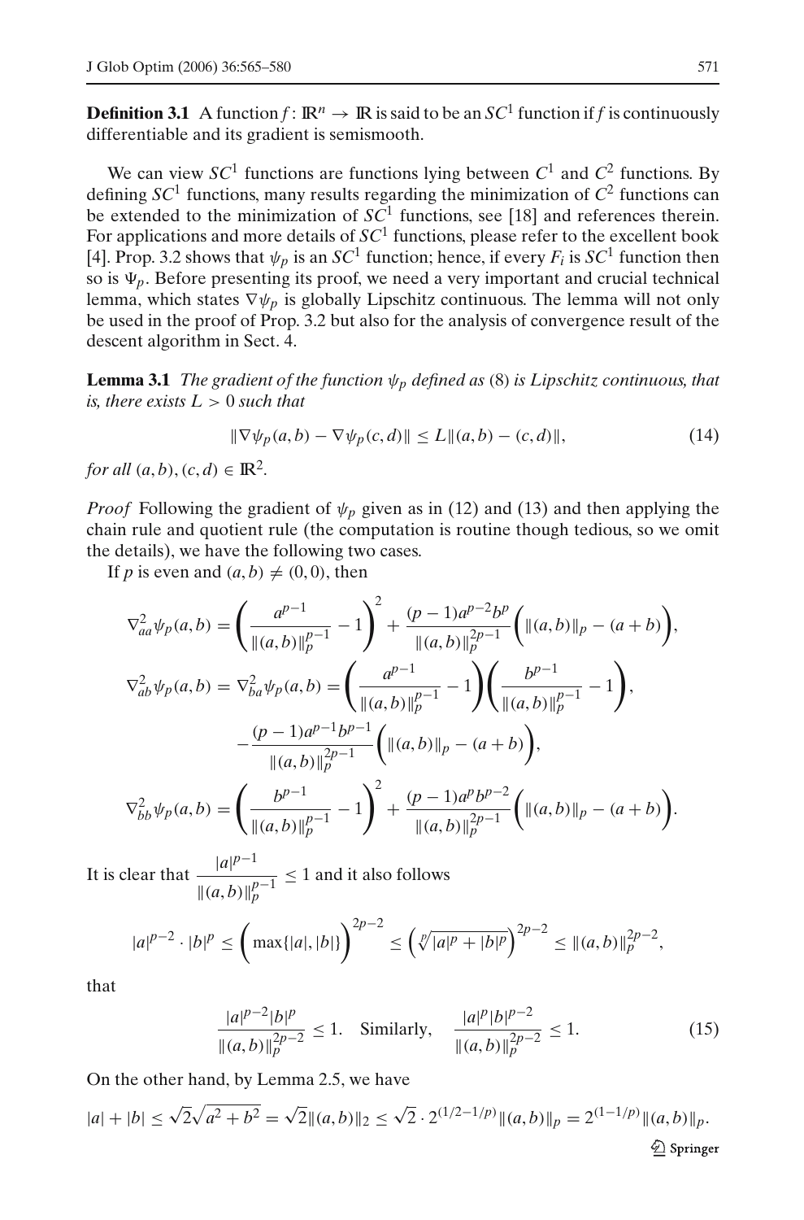**Definition 3.1** A function $f : \mathbb{R}^n \to \mathbb{R}$ is said to be an $SC^1$ function if $f$ is continuously differentiable and its gradient is semismooth.

We can view $SC^1$ functions are functions lying between $C^1$ and $C^2$ functions. By defining $SC^1$ functions, many results regarding the minimization of $C^2$ functions can be extended to the minimization of $SC^1$ functions, see [18] and references therein. For applications and more details of $SC^1$ functions, please refer to the excellent book [4]. Prop. 3.2 shows that $\psi_p$ is an $SC^1$ function; hence, if every $F_i$ is $SC^1$ function then so is $\Psi_p$. Before presenting its proof, we need a very important and crucial technical lemma, which states $\nabla\psi_p$ is globally Lipschitz continuous. The lemma will not only be used in the proof of Prop. 3.2 but also for the analysis of convergence result of the descent algorithm in Sect. 4.

**Lemma 3.1** *The gradient of the function $\psi_p$ defined as* (8) *is Lipschitz continuous, that is, there exists $L > 0$ such that*

$$\|\nabla\psi_p(a,b) - \nabla\psi_p(c,d)\| \le L\|(a,b) - (c,d)\|, \tag{14}$$

*for all $(a,b), (c,d) \in \mathbb{R}^2$.*

*Proof* Following the gradient of $\psi_p$ given as in (12) and (13) and then applying the chain rule and quotient rule (the computation is routine though tedious, so we omit the details), we have the following two cases.

If $p$ is even and $(a,b) \ne (0,0)$, then

$$\nabla^2_{aa}\psi_p(a,b) = \left(\frac{a^{p-1}}{\|(a,b)\|_p^{p-1}} - 1\right)^2 + \frac{(p-1)a^{p-2}b^p}{\|(a,b)\|_p^{2p-1}}\left(\|(a,b)\|_p - (a+b)\right),$$

$$\nabla^2_{ab}\psi_p(a,b) = \nabla^2_{ba}\psi_p(a,b) = \left(\frac{a^{p-1}}{\|(a,b)\|_p^{p-1}} - 1\right)\left(\frac{b^{p-1}}{\|(a,b)\|_p^{p-1}} - 1\right),$$

$$-\frac{(p-1)a^{p-1}b^{p-1}}{\|(a,b)\|_p^{2p-1}}\left(\|(a,b)\|_p - (a+b)\right),$$

$$\nabla^2_{bb}\psi_p(a,b) = \left(\frac{b^{p-1}}{\|(a,b)\|_p^{p-1}} - 1\right)^2 + \frac{(p-1)a^p b^{p-2}}{\|(a,b)\|_p^{2p-1}}\left(\|(a,b)\|_p - (a+b)\right).$$

It is clear that $\dfrac{|a|^{p-1}}{\|(a,b)\|_p^{p-1}} \le 1$ and it also follows

$$|a|^{p-2} \cdot |b|^p \le \left(\max\{|a|,|b|\}\right)^{2p-2} \le \left(\sqrt[p]{|a|^p + |b|^p}\right)^{2p-2} \le \|(a,b)\|_p^{2p-2},$$

that

$$\frac{|a|^{p-2}|b|^p}{\|(a,b)\|_p^{2p-2}} \le 1. \quad \text{Similarly,} \quad \frac{|a|^p|b|^{p-2}}{\|(a,b)\|_p^{2p-2}} \le 1. \tag{15}$$

On the other hand, by Lemma 2.5, we have

$$|a| + |b| \le \sqrt{2}\sqrt{a^2+b^2} = \sqrt{2}\|(a,b)\|_2 \le \sqrt{2}\cdot 2^{(1/2-1/p)}\|(a,b)\|_p = 2^{(1-1/p)}\|(a,b)\|_p.$$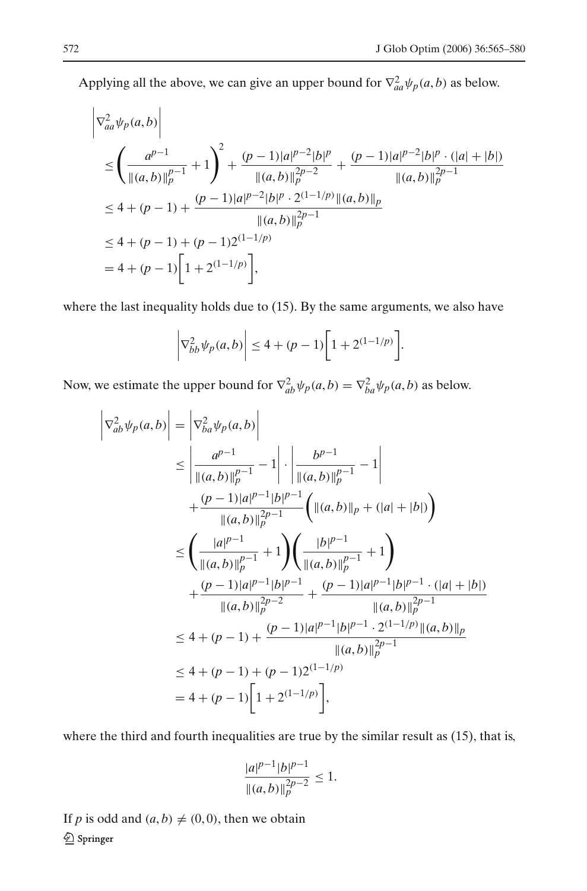Applying all the above, we can give an upper bound for $\nabla^2_{aa}\psi_p(a,b)$ as below.

$$
\begin{aligned}
&\left|\nabla^2_{aa}\psi_p(a,b)\right| \\
&\leq \left(\frac{a^{p-1}}{\|(a,b)\|_p^{p-1}}+1\right)^2 + \frac{(p-1)|a|^{p-2}|b|^p}{\|(a,b)\|_p^{2p-2}} + \frac{(p-1)|a|^{p-2}|b|^p\cdot(|a|+|b|)}{\|(a,b)\|_p^{2p-1}} \\
&\leq 4+(p-1)+\frac{(p-1)|a|^{p-2}|b|^p\cdot 2^{(1-1/p)}\|(a,b)\|_p}{\|(a,b)\|_p^{2p-1}} \\
&\leq 4+(p-1)+(p-1)2^{(1-1/p)} \\
&= 4+(p-1)\left[1+2^{(1-1/p)}\right],
\end{aligned}
$$

where the last inequality holds due to (15). By the same arguments, we also have

$$
\left|\nabla^2_{bb}\psi_p(a,b)\right| \leq 4+(p-1)\left[1+2^{(1-1/p)}\right].
$$

Now, we estimate the upper bound for $\nabla^2_{ab}\psi_p(a,b)=\nabla^2_{ba}\psi_p(a,b)$ as below.

$$
\begin{aligned}
\left|\nabla^2_{ab}\psi_p(a,b)\right| &= \left|\nabla^2_{ba}\psi_p(a,b)\right| \\
&\leq \left|\frac{a^{p-1}}{\|(a,b)\|_p^{p-1}}-1\right|\cdot\left|\frac{b^{p-1}}{\|(a,b)\|_p^{p-1}}-1\right| \\
&\quad +\frac{(p-1)|a|^{p-1}|b|^{p-1}}{\|(a,b)\|_p^{2p-1}}\Big(\|(a,b)\|_p+(|a|+|b|)\Big) \\
&\leq \left(\frac{|a|^{p-1}}{\|(a,b)\|_p^{p-1}}+1\right)\left(\frac{|b|^{p-1}}{\|(a,b)\|_p^{p-1}}+1\right) \\
&\quad +\frac{(p-1)|a|^{p-1}|b|^{p-1}}{\|(a,b)\|_p^{2p-2}}+\frac{(p-1)|a|^{p-1}|b|^{p-1}\cdot(|a|+|b|)}{\|(a,b)\|_p^{2p-1}} \\
&\leq 4+(p-1)+\frac{(p-1)|a|^{p-1}|b|^{p-1}\cdot 2^{(1-1/p)}\|(a,b)\|_p}{\|(a,b)\|_p^{2p-1}} \\
&\leq 4+(p-1)+(p-1)2^{(1-1/p)} \\
&= 4+(p-1)\left[1+2^{(1-1/p)}\right],
\end{aligned}
$$

where the third and fourth inequalities are true by the similar result as (15), that is,

$$
\frac{|a|^{p-1}|b|^{p-1}}{\|(a,b)\|_p^{2p-2}} \leq 1.
$$

If $p$ is odd and $(a,b)\neq(0,0)$, then we obtain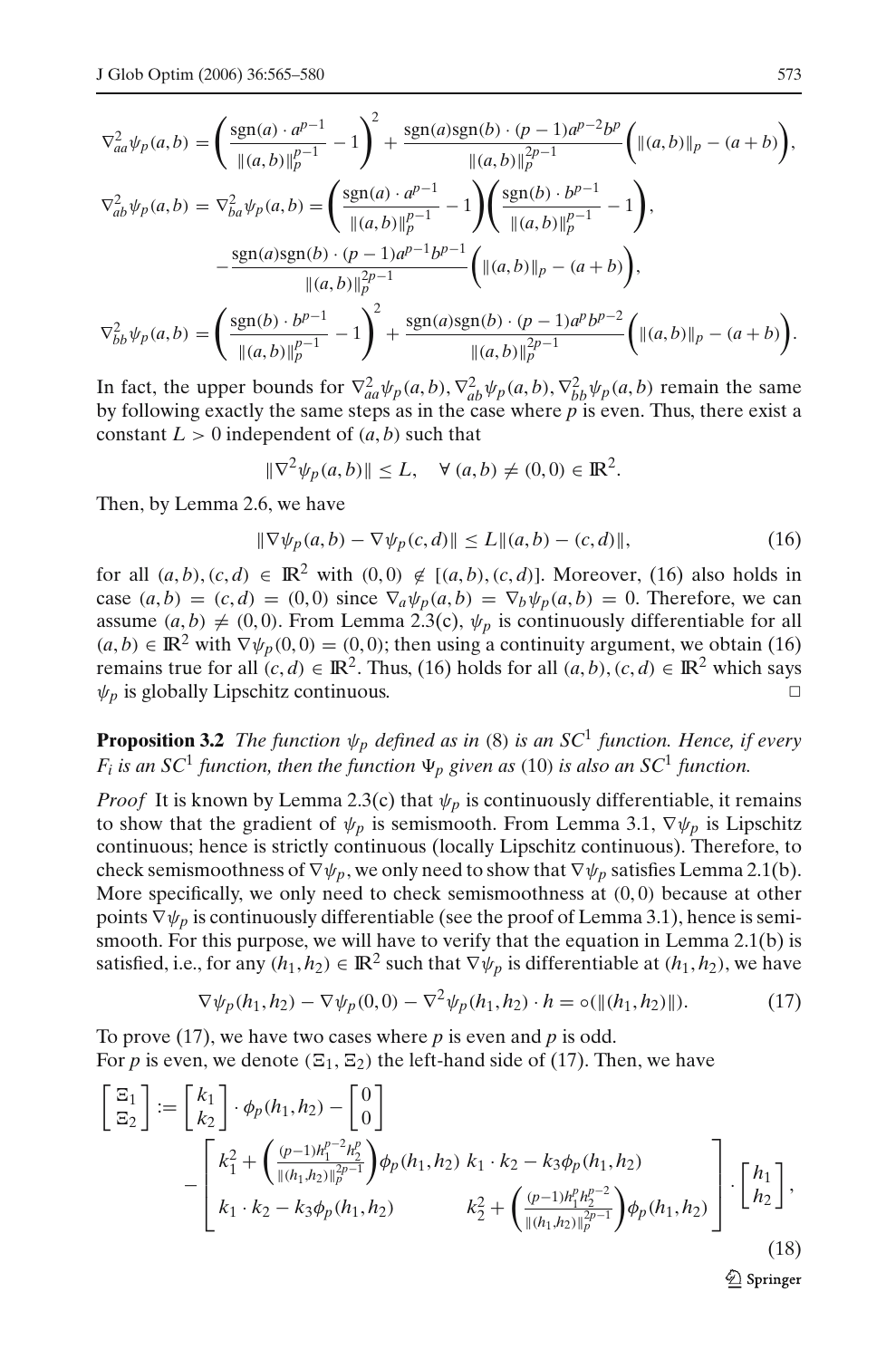$$\nabla^2_{aa}\psi_p(a,b) = \left(\frac{\mathrm{sgn}(a)\cdot a^{p-1}}{\|(a,b)\|_p^{p-1}} - 1\right)^2 + \frac{\mathrm{sgn}(a)\mathrm{sgn}(b)\cdot(p-1)a^{p-2}b^p}{\|(a,b)\|_p^{2p-1}}\left(\|(a,b)\|_p - (a+b)\right),$$

$$\nabla^2_{ab}\psi_p(a,b) = \nabla^2_{ba}\psi_p(a,b) = \left(\frac{\mathrm{sgn}(a)\cdot a^{p-1}}{\|(a,b)\|_p^{p-1}} - 1\right)\left(\frac{\mathrm{sgn}(b)\cdot b^{p-1}}{\|(a,b)\|_p^{p-1}} - 1\right),$$

$$-\frac{\mathrm{sgn}(a)\mathrm{sgn}(b)\cdot(p-1)a^{p-1}b^{p-1}}{\|(a,b)\|_p^{2p-1}}\left(\|(a,b)\|_p - (a+b)\right),$$

$$\nabla^2_{bb}\psi_p(a,b) = \left(\frac{\mathrm{sgn}(b)\cdot b^{p-1}}{\|(a,b)\|_p^{p-1}} - 1\right)^2 + \frac{\mathrm{sgn}(a)\mathrm{sgn}(b)\cdot(p-1)a^{p}b^{p-2}}{\|(a,b)\|_p^{2p-1}}\left(\|(a,b)\|_p - (a+b)\right).$$

In fact, the upper bounds for $\nabla^2_{aa}\psi_p(a,b), \nabla^2_{ab}\psi_p(a,b), \nabla^2_{bb}\psi_p(a,b)$ remain the same by following exactly the same steps as in the case where $p$ is even. Thus, there exist a constant $L > 0$ independent of $(a,b)$ such that

$$\|\nabla^2\psi_p(a,b)\| \le L, \quad \forall\, (a,b) \neq (0,0) \in \mathbb{R}^2.$$

Then, by Lemma 2.6, we have

$$\|\nabla\psi_p(a,b) - \nabla\psi_p(c,d)\| \le L\|(a,b) - (c,d)\|, \tag{16}$$

for all $(a,b),(c,d) \in \mathbb{R}^2$ with $(0,0) \notin [(a,b),(c,d)]$. Moreover, (16) also holds in case $(a,b) = (c,d) = (0,0)$ since $\nabla_a\psi_p(a,b) = \nabla_b\psi_p(a,b) = 0$. Therefore, we can assume $(a,b) \neq (0,0)$. From Lemma 2.3(c), $\psi_p$ is continuously differentiable for all $(a,b) \in \mathbb{R}^2$ with $\nabla\psi_p(0,0) = (0,0)$; then using a continuity argument, we obtain (16) remains true for all $(c,d) \in \mathbb{R}^2$. Thus, (16) holds for all $(a,b),(c,d) \in \mathbb{R}^2$ which says $\psi_p$ is globally Lipschitz continuous. $\square$

**Proposition 3.2** *The function $\psi_p$ defined as in* (8) *is an $SC^1$ function. Hence, if every $F_i$ is an $SC^1$ function, then the function $\Psi_p$ given as* (10) *is also an $SC^1$ function.*

*Proof* It is known by Lemma 2.3(c) that $\psi_p$ is continuously differentiable, it remains to show that the gradient of $\psi_p$ is semismooth. From Lemma 3.1, $\nabla\psi_p$ is Lipschitz continuous; hence is strictly continuous (locally Lipschitz continuous). Therefore, to check semismoothness of $\nabla\psi_p$, we only need to show that $\nabla\psi_p$ satisfies Lemma 2.1(b). More specifically, we only need to check semismoothness at $(0,0)$ because at other points $\nabla\psi_p$ is continuously differentiable (see the proof of Lemma 3.1), hence is semismooth. For this purpose, we will have to verify that the equation in Lemma 2.1(b) is satisfied, i.e., for any $(h_1,h_2) \in \mathbb{R}^2$ such that $\nabla\psi_p$ is differentiable at $(h_1,h_2)$, we have

$$\nabla\psi_p(h_1,h_2) - \nabla\psi_p(0,0) - \nabla^2\psi_p(h_1,h_2)\cdot h = o(\|(h_1,h_2)\|). \tag{17}$$

To prove (17), we have two cases where $p$ is even and $p$ is odd.
For $p$ is even, we denote $(\Xi_1,\Xi_2)$ the left-hand side of (17). Then, we have

$$\begin{bmatrix}\Xi_1\\ \Xi_2\end{bmatrix} := \begin{bmatrix}k_1\\ k_2\end{bmatrix}\cdot\phi_p(h_1,h_2) - \begin{bmatrix}0\\0\end{bmatrix} - \begin{bmatrix} k_1^2 + \left(\frac{(p-1)h_1^{p-2}h_2^p}{\|(h_1,h_2)\|_p^{2p-1}}\right)\phi_p(h_1,h_2) & k_1\cdot k_2 - k_3\phi_p(h_1,h_2) \\ k_1\cdot k_2 - k_3\phi_p(h_1,h_2) & k_2^2 + \left(\frac{(p-1)h_1^{p}h_2^{p-2}}{\|(h_1,h_2)\|_p^{2p-1}}\right)\phi_p(h_1,h_2)\end{bmatrix}\cdot\begin{bmatrix}h_1\\h_2\end{bmatrix}, \tag{18}$$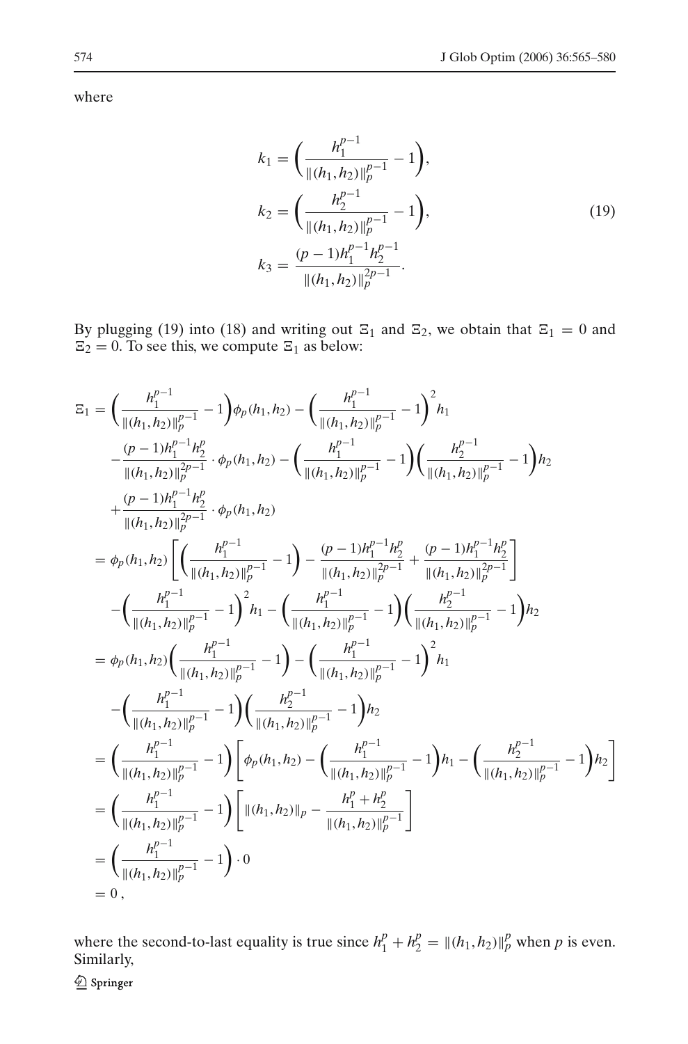where

$$
\begin{aligned}
k_1 &= \left(\frac{h_1^{p-1}}{\|(h_1,h_2)\|_p^{p-1}} - 1\right),\\
k_2 &= \left(\frac{h_2^{p-1}}{\|(h_1,h_2)\|_p^{p-1}} - 1\right),\\
k_3 &= \frac{(p-1)h_1^{p-1}h_2^{p-1}}{\|(h_1,h_2)\|_p^{2p-1}}.
\end{aligned}
\tag{19}
$$

By plugging (19) into (18) and writing out $\Xi_1$ and $\Xi_2$, we obtain that $\Xi_1 = 0$ and $\Xi_2 = 0$. To see this, we compute $\Xi_1$ as below:

$$
\begin{aligned}
\Xi_1 &= \left(\frac{h_1^{p-1}}{\|(h_1,h_2)\|_p^{p-1}} - 1\right)\phi_p(h_1,h_2) - \left(\frac{h_1^{p-1}}{\|(h_1,h_2)\|_p^{p-1}} - 1\right)^2 h_1\\
&\quad - \frac{(p-1)h_1^{p-1}h_2^p}{\|(h_1,h_2)\|_p^{2p-1}} \cdot \phi_p(h_1,h_2) - \left(\frac{h_1^{p-1}}{\|(h_1,h_2)\|_p^{p-1}} - 1\right)\left(\frac{h_2^{p-1}}{\|(h_1,h_2)\|_p^{p-1}} - 1\right)h_2\\
&\quad + \frac{(p-1)h_1^{p-1}h_2^p}{\|(h_1,h_2)\|_p^{2p-1}} \cdot \phi_p(h_1,h_2)\\
&= \phi_p(h_1,h_2)\left[\left(\frac{h_1^{p-1}}{\|(h_1,h_2)\|_p^{p-1}} - 1\right) - \frac{(p-1)h_1^{p-1}h_2^p}{\|(h_1,h_2)\|_p^{2p-1}} + \frac{(p-1)h_1^{p-1}h_2^p}{\|(h_1,h_2)\|_p^{2p-1}}\right]\\
&\quad - \left(\frac{h_1^{p-1}}{\|(h_1,h_2)\|_p^{p-1}} - 1\right)^2 h_1 - \left(\frac{h_1^{p-1}}{\|(h_1,h_2)\|_p^{p-1}} - 1\right)\left(\frac{h_2^{p-1}}{\|(h_1,h_2)\|_p^{p-1}} - 1\right)h_2\\
&= \phi_p(h_1,h_2)\left(\frac{h_1^{p-1}}{\|(h_1,h_2)\|_p^{p-1}} - 1\right) - \left(\frac{h_1^{p-1}}{\|(h_1,h_2)\|_p^{p-1}} - 1\right)^2 h_1\\
&\quad - \left(\frac{h_1^{p-1}}{\|(h_1,h_2)\|_p^{p-1}} - 1\right)\left(\frac{h_2^{p-1}}{\|(h_1,h_2)\|_p^{p-1}} - 1\right)h_2\\
&= \left(\frac{h_1^{p-1}}{\|(h_1,h_2)\|_p^{p-1}} - 1\right)\left[\phi_p(h_1,h_2) - \left(\frac{h_1^{p-1}}{\|(h_1,h_2)\|_p^{p-1}} - 1\right)h_1 - \left(\frac{h_2^{p-1}}{\|(h_1,h_2)\|_p^{p-1}} - 1\right)h_2\right]\\
&= \left(\frac{h_1^{p-1}}{\|(h_1,h_2)\|_p^{p-1}} - 1\right)\left[\|(h_1,h_2)\|_p - \frac{h_1^p + h_2^p}{\|(h_1,h_2)\|_p^{p-1}}\right]\\
&= \left(\frac{h_1^{p-1}}{\|(h_1,h_2)\|_p^{p-1}} - 1\right)\cdot 0\\
&= 0\,,
\end{aligned}
$$

where the second-to-last equality is true since $h_1^p + h_2^p = \|(h_1,h_2)\|_p^p$ when $p$ is even. Similarly,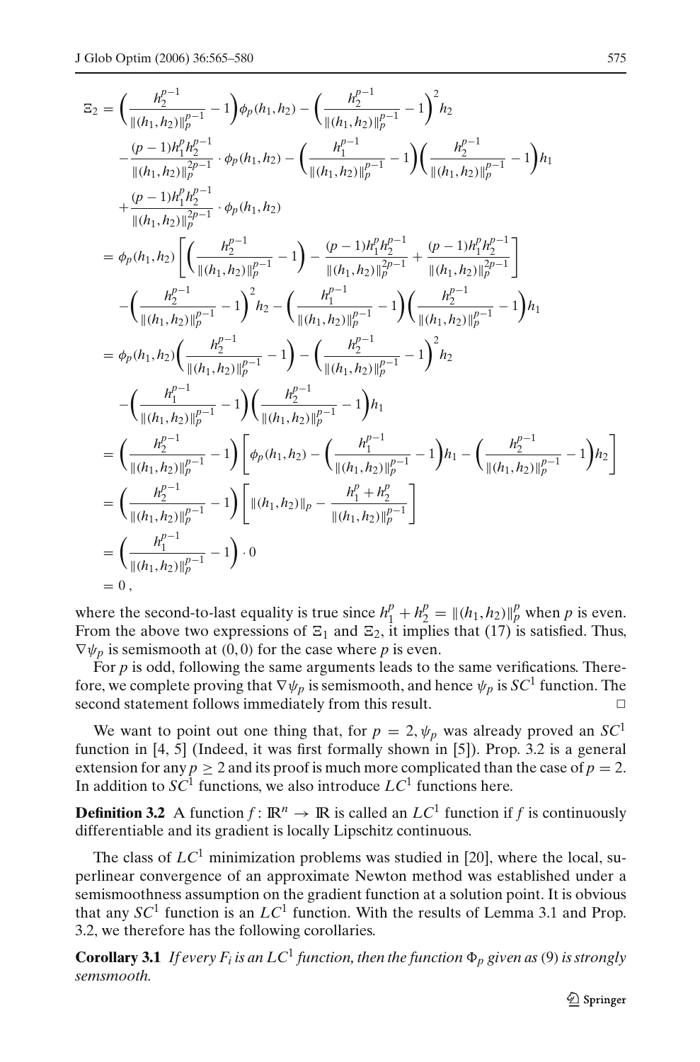$$
\begin{aligned}
\Xi_2 &= \left(\frac{h_2^{p-1}}{\|(h_1,h_2)\|_p^{p-1}} - 1\right)\phi_p(h_1,h_2) - \left(\frac{h_2^{p-1}}{\|(h_1,h_2)\|_p^{p-1}} - 1\right)^2 h_2 \\
&\quad - \frac{(p-1)h_1^p h_2^{p-1}}{\|(h_1,h_2)\|_p^{2p-1}} \cdot \phi_p(h_1,h_2) - \left(\frac{h_1^{p-1}}{\|(h_1,h_2)\|_p^{p-1}} - 1\right)\left(\frac{h_2^{p-1}}{\|(h_1,h_2)\|_p^{p-1}} - 1\right) h_1 \\
&\quad + \frac{(p-1)h_1^p h_2^{p-1}}{\|(h_1,h_2)\|_p^{2p-1}} \cdot \phi_p(h_1,h_2) \\
&= \phi_p(h_1,h_2)\left[\left(\frac{h_2^{p-1}}{\|(h_1,h_2)\|_p^{p-1}} - 1\right) - \frac{(p-1)h_1^p h_2^{p-1}}{\|(h_1,h_2)\|_p^{2p-1}} + \frac{(p-1)h_1^p h_2^{p-1}}{\|(h_1,h_2)\|_p^{2p-1}}\right] \\
&\quad - \left(\frac{h_2^{p-1}}{\|(h_1,h_2)\|_p^{p-1}} - 1\right)^2 h_2 - \left(\frac{h_1^{p-1}}{\|(h_1,h_2)\|_p^{p-1}} - 1\right)\left(\frac{h_2^{p-1}}{\|(h_1,h_2)\|_p^{p-1}} - 1\right) h_1 \\
&= \phi_p(h_1,h_2)\left(\frac{h_2^{p-1}}{\|(h_1,h_2)\|_p^{p-1}} - 1\right) - \left(\frac{h_2^{p-1}}{\|(h_1,h_2)\|_p^{p-1}} - 1\right)^2 h_2 \\
&\quad - \left(\frac{h_1^{p-1}}{\|(h_1,h_2)\|_p^{p-1}} - 1\right)\left(\frac{h_2^{p-1}}{\|(h_1,h_2)\|_p^{p-1}} - 1\right) h_1 \\
&= \left(\frac{h_2^{p-1}}{\|(h_1,h_2)\|_p^{p-1}} - 1\right)\left[\phi_p(h_1,h_2) - \left(\frac{h_1^{p-1}}{\|(h_1,h_2)\|_p^{p-1}} - 1\right) h_1 - \left(\frac{h_2^{p-1}}{\|(h_1,h_2)\|_p^{p-1}} - 1\right) h_2\right] \\
&= \left(\frac{h_2^{p-1}}{\|(h_1,h_2)\|_p^{p-1}} - 1\right)\left[\|(h_1,h_2)\|_p - \frac{h_1^p + h_2^p}{\|(h_1,h_2)\|_p^{p-1}}\right] \\
&= \left(\frac{h_1^{p-1}}{\|(h_1,h_2)\|_p^{p-1}} - 1\right) \cdot 0 \\
&= 0,
\end{aligned}
$$

where the second-to-last equality is true since $h_1^p + h_2^p = \|(h_1,h_2)\|_p^p$ when $p$ is even. From the above two expressions of $\Xi_1$ and $\Xi_2$, it implies that (17) is satisfied. Thus, $\nabla\psi_p$ is semismooth at $(0,0)$ for the case where $p$ is even.

For $p$ is odd, following the same arguments leads to the same verifications. Therefore, we complete proving that $\nabla\psi_p$ is semismooth, and hence $\psi_p$ is $SC^1$ function. The second statement follows immediately from this result. □

We want to point out one thing that, for $p = 2$, $\psi_p$ was already proved an $SC^1$ function in [4, 5] (Indeed, it was first formally shown in [5]). Prop. 3.2 is a general extension for any $p \geq 2$ and its proof is much more complicated than the case of $p = 2$. In addition to $SC^1$ functions, we also introduce $LC^1$ functions here.

**Definition 3.2** A function $f : \mathbb{R}^n \to \mathbb{R}$ is called an $LC^1$ function if $f$ is continuously differentiable and its gradient is locally Lipschitz continuous.

The class of $LC^1$ minimization problems was studied in [20], where the local, superlinear convergence of an approximate Newton method was established under a semismoothness assumption on the gradient function at a solution point. It is obvious that any $SC^1$ function is an $LC^1$ function. With the results of Lemma 3.1 and Prop. 3.2, we therefore has the following corollaries.

**Corollary 3.1** *If every $F_i$ is an $LC^1$ function, then the function $\Phi_p$ given as* (9) *is strongly semsmooth.*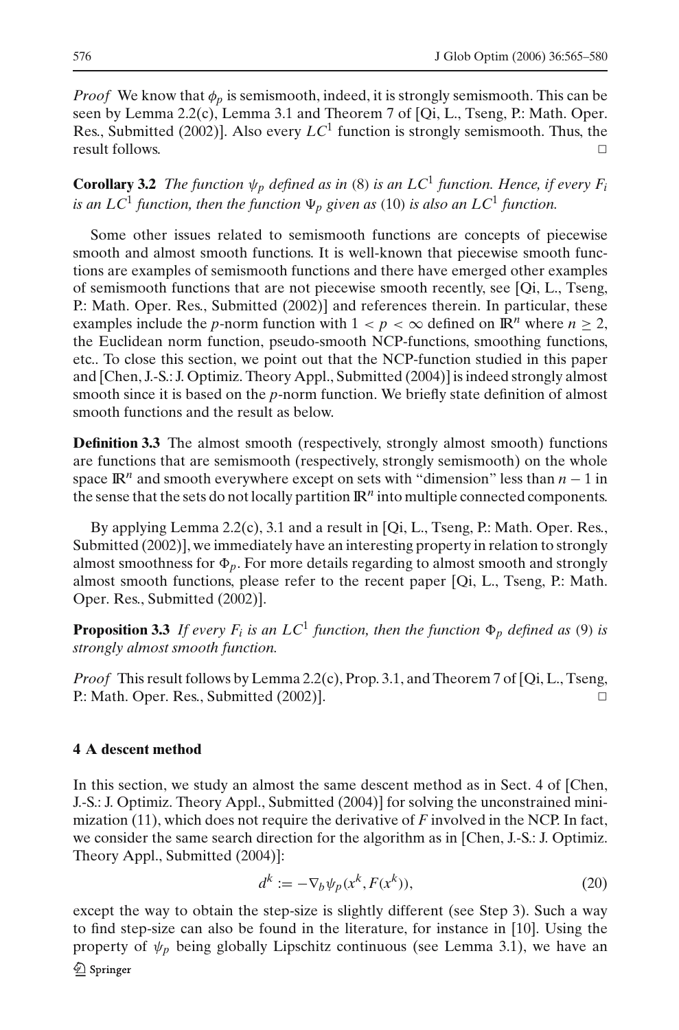*Proof* We know that $\phi_p$ is semismooth, indeed, it is strongly semismooth. This can be seen by Lemma 2.2(c), Lemma 3.1 and Theorem 7 of [Qi, L., Tseng, P.: Math. Oper. Res., Submitted (2002)]. Also every $LC^1$ function is strongly semismooth. Thus, the result follows. □

**Corollary 3.2** *The function $\psi_p$ defined as in* (8) *is an $LC^1$ function. Hence, if every $F_i$ is an $LC^1$ function, then the function $\Psi_p$ given as* (10) *is also an $LC^1$ function.*

Some other issues related to semismooth functions are concepts of piecewise smooth and almost smooth functions. It is well-known that piecewise smooth functions are examples of semismooth functions and there have emerged other examples of semismooth functions that are not piecewise smooth recently, see [Qi, L., Tseng, P.: Math. Oper. Res., Submitted (2002)] and references therein. In particular, these examples include the $p$-norm function with $1 < p < \infty$ defined on $\mathbb{R}^n$ where $n \geq 2$, the Euclidean norm function, pseudo-smooth NCP-functions, smoothing functions, etc.. To close this section, we point out that the NCP-function studied in this paper and [Chen, J.-S.: J. Optimiz. Theory Appl., Submitted (2004)] is indeed strongly almost smooth since it is based on the $p$-norm function. We briefly state definition of almost smooth functions and the result as below.

**Definition 3.3** The almost smooth (respectively, strongly almost smooth) functions are functions that are semismooth (respectively, strongly semismooth) on the whole space $\mathbb{R}^n$ and smooth everywhere except on sets with "dimension" less than $n-1$ in the sense that the sets do not locally partition $\mathbb{R}^n$ into multiple connected components.

By applying Lemma 2.2(c), 3.1 and a result in [Qi, L., Tseng, P.: Math. Oper. Res., Submitted (2002)], we immediately have an interesting property in relation to strongly almost smoothness for $\Phi_p$. For more details regarding to almost smooth and strongly almost smooth functions, please refer to the recent paper [Qi, L., Tseng, P.: Math. Oper. Res., Submitted (2002)].

**Proposition 3.3** *If every $F_i$ is an $LC^1$ function, then the function $\Phi_p$ defined as* (9) *is strongly almost smooth function.*

*Proof* This result follows by Lemma 2.2(c), Prop. 3.1, and Theorem 7 of [Qi, L., Tseng, P.: Math. Oper. Res., Submitted (2002)]. □

## 4 A descent method

In this section, we study an almost the same descent method as in Sect. 4 of [Chen, J.-S.: J. Optimiz. Theory Appl., Submitted (2004)] for solving the unconstrained minimization (11), which does not require the derivative of $F$ involved in the NCP. In fact, we consider the same search direction for the algorithm as in [Chen, J.-S.: J. Optimiz. Theory Appl., Submitted (2004)]:

$$d^k := -\nabla_b \psi_p(x^k, F(x^k)), \tag{20}$$

except the way to obtain the step-size is slightly different (see Step 3). Such a way to find step-size can also be found in the literature, for instance in [10]. Using the property of $\psi_p$ being globally Lipschitz continuous (see Lemma 3.1), we have an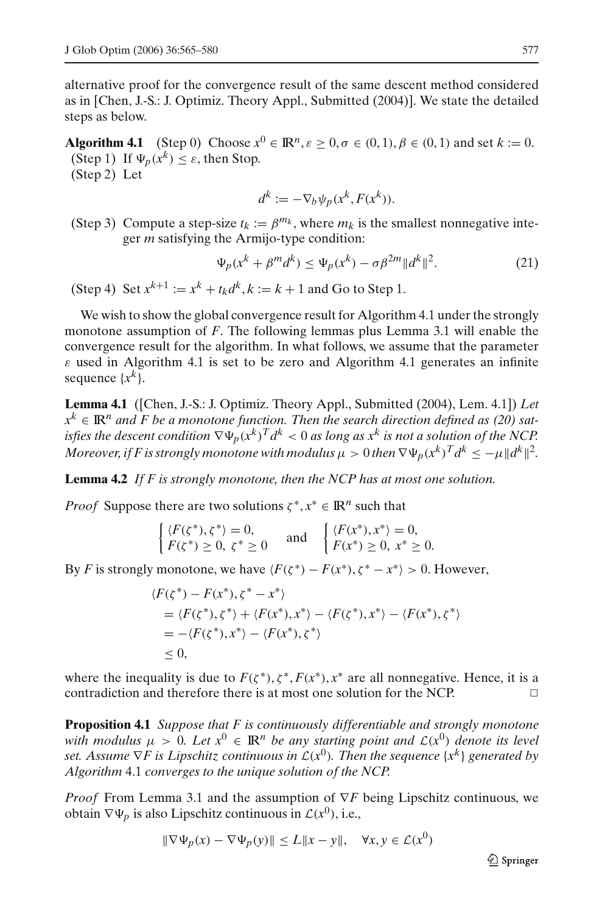alternative proof for the convergence result of the same descent method considered as in [Chen, J.-S.: J. Optimiz. Theory Appl., Submitted (2004)]. We state the detailed steps as below.

**Algorithm 4.1** (Step 0) Choose $x^0 \in \mathbb{R}^n, \varepsilon \geq 0, \sigma \in (0,1), \beta \in (0,1)$ and set $k := 0$.
(Step 1) If $\Psi_p(x^k) \leq \varepsilon$, then Stop.
(Step 2) Let

$$d^k := -\nabla_b \psi_p(x^k, F(x^k)).$$

(Step 3) Compute a step-size $t_k := \beta^{m_k}$, where $m_k$ is the smallest nonnegative integer $m$ satisfying the Armijo-type condition:

$$\Psi_p(x^k + \beta^m d^k) \leq \Psi_p(x^k) - \sigma \beta^{2m} \|d^k\|^2. \tag{21}$$

(Step 4) Set $x^{k+1} := x^k + t_k d^k, k := k+1$ and Go to Step 1.

We wish to show the global convergence result for Algorithm 4.1 under the strongly monotone assumption of $F$. The following lemmas plus Lemma 3.1 will enable the convergence result for the algorithm. In what follows, we assume that the parameter $\varepsilon$ used in Algorithm 4.1 is set to be zero and Algorithm 4.1 generates an infinite sequence $\{x^k\}$.

**Lemma 4.1** ([Chen, J.-S.: J. Optimiz. Theory Appl., Submitted (2004), Lem. 4.1]) *Let $x^k \in \mathbb{R}^n$ and $F$ be a monotone function. Then the search direction defined as (20) satisfies the descent condition $\nabla \Psi_p(x^k)^T d^k < 0$ as long as $x^k$ is not a solution of the NCP. Moreover, if $F$ is strongly monotone with modulus $\mu > 0$ then $\nabla \Psi_p(x^k)^T d^k \leq -\mu \|d^k\|^2$.*

**Lemma 4.2** *If $F$ is strongly monotone, then the NCP has at most one solution.*

*Proof* Suppose there are two solutions $\zeta^*, x^* \in \mathbb{R}^n$ such that

$$\begin{cases} \langle F(\zeta^*), \zeta^* \rangle = 0, \\ F(\zeta^*) \geq 0, \ \zeta^* \geq 0 \end{cases} \quad \text{and} \quad \begin{cases} \langle F(x^*), x^* \rangle = 0, \\ F(x^*) \geq 0, \ x^* \geq 0. \end{cases}$$

By $F$ is strongly monotone, we have $\langle F(\zeta^*) - F(x^*), \zeta^* - x^* \rangle > 0$. However,

$$\begin{aligned}
&\langle F(\zeta^*) - F(x^*), \zeta^* - x^* \rangle \\
&= \langle F(\zeta^*), \zeta^* \rangle + \langle F(x^*), x^* \rangle - \langle F(\zeta^*), x^* \rangle - \langle F(x^*), \zeta^* \rangle \\
&= -\langle F(\zeta^*), x^* \rangle - \langle F(x^*), \zeta^* \rangle \\
&\leq 0,
\end{aligned}$$

where the inequality is due to $F(\zeta^*), \zeta^*, F(x^*), x^*$ are all nonnegative. Hence, it is a contradiction and therefore there is at most one solution for the NCP. $\square$

**Proposition 4.1** *Suppose that $F$ is continuously differentiable and strongly monotone with modulus $\mu > 0$. Let $x^0 \in \mathbb{R}^n$ be any starting point and $\mathcal{L}(x^0)$ denote its level set. Assume $\nabla F$ is Lipschitz continuous in $\mathcal{L}(x^0)$. Then the sequence $\{x^k\}$ generated by Algorithm 4.1 converges to the unique solution of the NCP.*

*Proof* From Lemma 3.1 and the assumption of $\nabla F$ being Lipschitz continuous, we obtain $\nabla \Psi_p$ is also Lipschitz continuous in $\mathcal{L}(x^0)$, i.e.,

$$\|\nabla \Psi_p(x) - \nabla \Psi_p(y)\| \leq L\|x - y\|, \quad \forall x, y \in \mathcal{L}(x^0)$$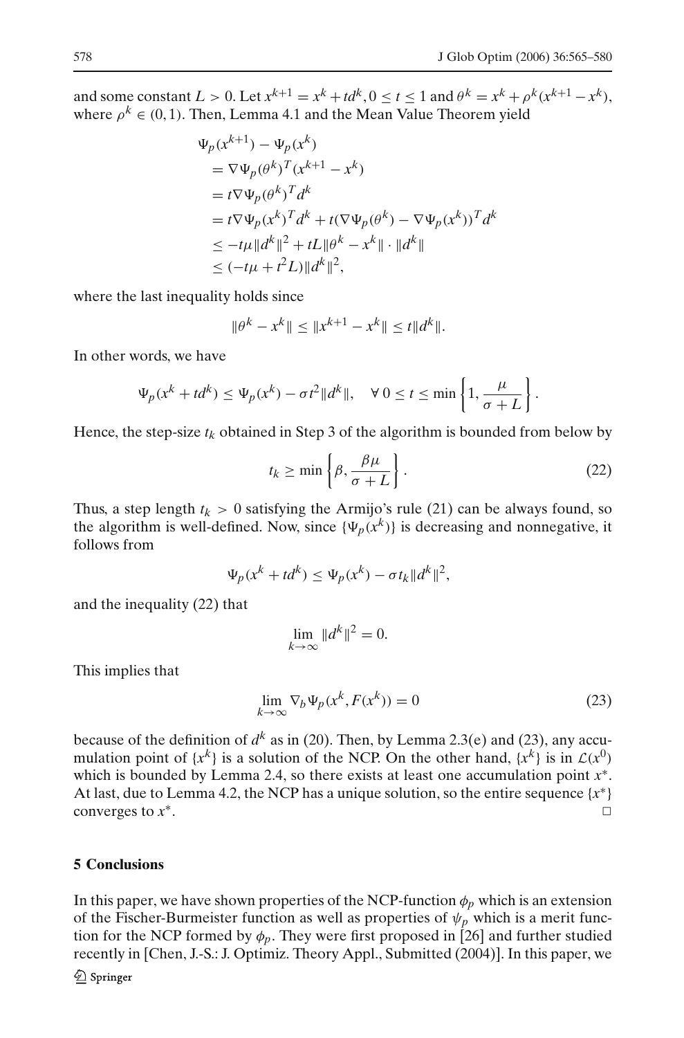and some constant $L > 0$. Let $x^{k+1} = x^k + td^k, 0 \le t \le 1$ and $\theta^k = x^k + \rho^k(x^{k+1} - x^k)$, where $\rho^k \in (0, 1)$. Then, Lemma 4.1 and the Mean Value Theorem yield

$$
\begin{aligned}
&\Psi_p(x^{k+1}) - \Psi_p(x^k) \\
&= \nabla\Psi_p(\theta^k)^T(x^{k+1} - x^k) \\
&= t\nabla\Psi_p(\theta^k)^T d^k \\
&= t\nabla\Psi_p(x^k)^T d^k + t(\nabla\Psi_p(\theta^k) - \nabla\Psi_p(x^k))^T d^k \\
&\le -t\mu\|d^k\|^2 + tL\|\theta^k - x^k\| \cdot \|d^k\| \\
&\le (-t\mu + t^2 L)\|d^k\|^2,
\end{aligned}
$$

where the last inequality holds since

$$
\|\theta^k - x^k\| \le \|x^{k+1} - x^k\| \le t\|d^k\|.
$$

In other words, we have

$$
\Psi_p(x^k + td^k) \le \Psi_p(x^k) - \sigma t^2\|d^k\|, \quad \forall\, 0 \le t \le \min\left\{1, \frac{\mu}{\sigma + L}\right\}.
$$

Hence, the step-size $t_k$ obtained in Step 3 of the algorithm is bounded from below by

$$
t_k \ge \min\left\{\beta, \frac{\beta\mu}{\sigma + L}\right\}. \tag{22}
$$

Thus, a step length $t_k > 0$ satisfying the Armijo's rule (21) can be always found, so the algorithm is well-defined. Now, since $\{\Psi_p(x^k)\}$ is decreasing and nonnegative, it follows from

$$
\Psi_p(x^k + td^k) \le \Psi_p(x^k) - \sigma t_k\|d^k\|^2,
$$

and the inequality (22) that

$$
\lim_{k\to\infty} \|d^k\|^2 = 0.
$$

This implies that

$$
\lim_{k\to\infty} \nabla_b \Psi_p(x^k, F(x^k)) = 0 \tag{23}
$$

because of the definition of $d^k$ as in (20). Then, by Lemma 2.3(e) and (23), any accumulation point of $\{x^k\}$ is a solution of the NCP. On the other hand, $\{x^k\}$ is in $\mathcal{L}(x^0)$ which is bounded by Lemma 2.4, so there exists at least one accumulation point $x^*$. At last, due to Lemma 4.2, the NCP has a unique solution, so the entire sequence $\{x^*\}$ converges to $x^*$. □

## 5 Conclusions

In this paper, we have shown properties of the NCP-function $\phi_p$ which is an extension of the Fischer-Burmeister function as well as properties of $\psi_p$ which is a merit function for the NCP formed by $\phi_p$. They were first proposed in [26] and further studied recently in [Chen, J.-S.: J. Optimiz. Theory Appl., Submitted (2004)]. In this paper, we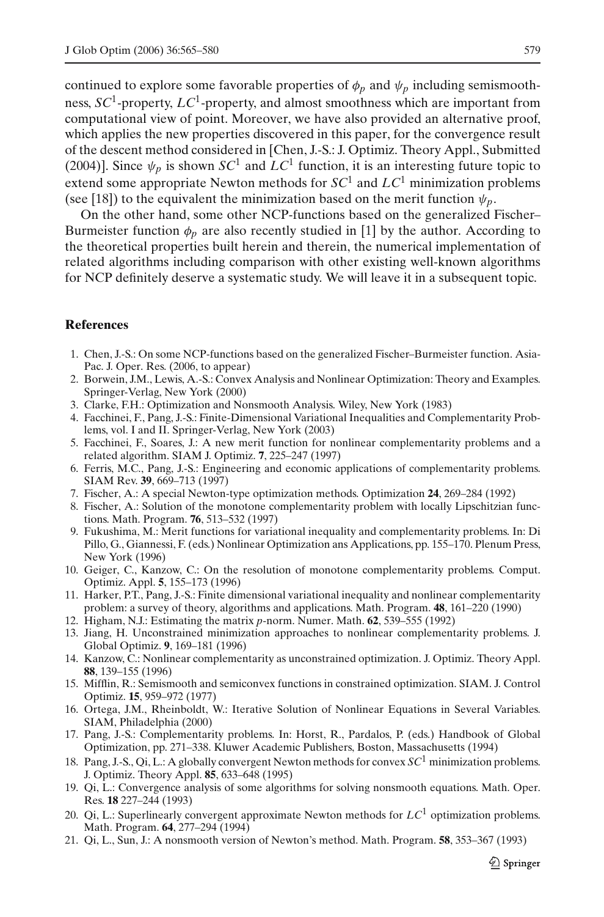continued to explore some favorable properties of $\phi_p$ and $\psi_p$ including semismoothness, $SC^1$-property, $LC^1$-property, and almost smoothness which are important from computational view of point. Moreover, we have also provided an alternative proof, which applies the new properties discovered in this paper, for the convergence result of the descent method considered in [Chen, J.-S.: J. Optimiz. Theory Appl., Submitted (2004)]. Since $\psi_p$ is shown $SC^1$ and $LC^1$ function, it is an interesting future topic to extend some appropriate Newton methods for $SC^1$ and $LC^1$ minimization problems (see [18]) to the equivalent the minimization based on the merit function $\psi_p$.

On the other hand, some other NCP-functions based on the generalized Fischer–Burmeister function $\phi_p$ are also recently studied in [1] by the author. According to the theoretical properties built herein and therein, the numerical implementation of related algorithms including comparison with other existing well-known algorithms for NCP definitely deserve a systematic study. We will leave it in a subsequent topic.

## References

1. Chen, J.-S.: On some NCP-functions based on the generalized Fischer–Burmeister function. Asia-Pac. J. Oper. Res. (2006, to appear)
2. Borwein, J.M., Lewis, A.-S.: Convex Analysis and Nonlinear Optimization: Theory and Examples. Springer-Verlag, New York (2000)
3. Clarke, F.H.: Optimization and Nonsmooth Analysis. Wiley, New York (1983)
4. Facchinei, F., Pang, J.-S.: Finite-Dimensional Variational Inequalities and Complementarity Problems, vol. I and II. Springer-Verlag, New York (2003)
5. Facchinei, F., Soares, J.: A new merit function for nonlinear complementarity problems and a related algorithm. SIAM J. Optimiz. **7**, 225–247 (1997)
6. Ferris, M.C., Pang, J.-S.: Engineering and economic applications of complementarity problems. SIAM Rev. **39**, 669–713 (1997)
7. Fischer, A.: A special Newton-type optimization methods. Optimization **24**, 269–284 (1992)
8. Fischer, A.: Solution of the monotone complementarity problem with locally Lipschitzian functions. Math. Program. **76**, 513–532 (1997)
9. Fukushima, M.: Merit functions for variational inequality and complementarity problems. In: Di Pillo, G., Giannessi, F. (eds.) Nonlinear Optimization ans Applications, pp. 155–170. Plenum Press, New York (1996)
10. Geiger, C., Kanzow, C.: On the resolution of monotone complementarity problems. Comput. Optimiz. Appl. **5**, 155–173 (1996)
11. Harker, P.T., Pang, J.-S.: Finite dimensional variational inequality and nonlinear complementarity problem: a survey of theory, algorithms and applications. Math. Program. **48**, 161–220 (1990)
12. Higham, N.J.: Estimating the matrix $p$-norm. Numer. Math. **62**, 539–555 (1992)
13. Jiang, H. Unconstrained minimization approaches to nonlinear complementarity problems. J. Global Optimiz. **9**, 169–181 (1996)
14. Kanzow, C.: Nonlinear complementarity as unconstrained optimization. J. Optimiz. Theory Appl. **88**, 139–155 (1996)
15. Mifflin, R.: Semismooth and semiconvex functions in constrained optimization. SIAM. J. Control Optimiz. **15**, 959–972 (1977)
16. Ortega, J.M., Rheinboldt, W.: Iterative Solution of Nonlinear Equations in Several Variables. SIAM, Philadelphia (2000)
17. Pang, J.-S.: Complementarity problems. In: Horst, R., Pardalos, P. (eds.) Handbook of Global Optimization, pp. 271–338. Kluwer Academic Publishers, Boston, Massachusetts (1994)
18. Pang, J.-S., Qi, L.: A globally convergent Newton methods for convex $SC^1$ minimization problems. J. Optimiz. Theory Appl. **85**, 633–648 (1995)
19. Qi, L.: Convergence analysis of some algorithms for solving nonsmooth equations. Math. Oper. Res. **18** 227–244 (1993)
20. Qi, L.: Superlinearly convergent approximate Newton methods for $LC^1$ optimization problems. Math. Program. **64**, 277–294 (1994)
21. Qi, L., Sun, J.: A nonsmooth version of Newton's method. Math. Program. **58**, 353–367 (1993)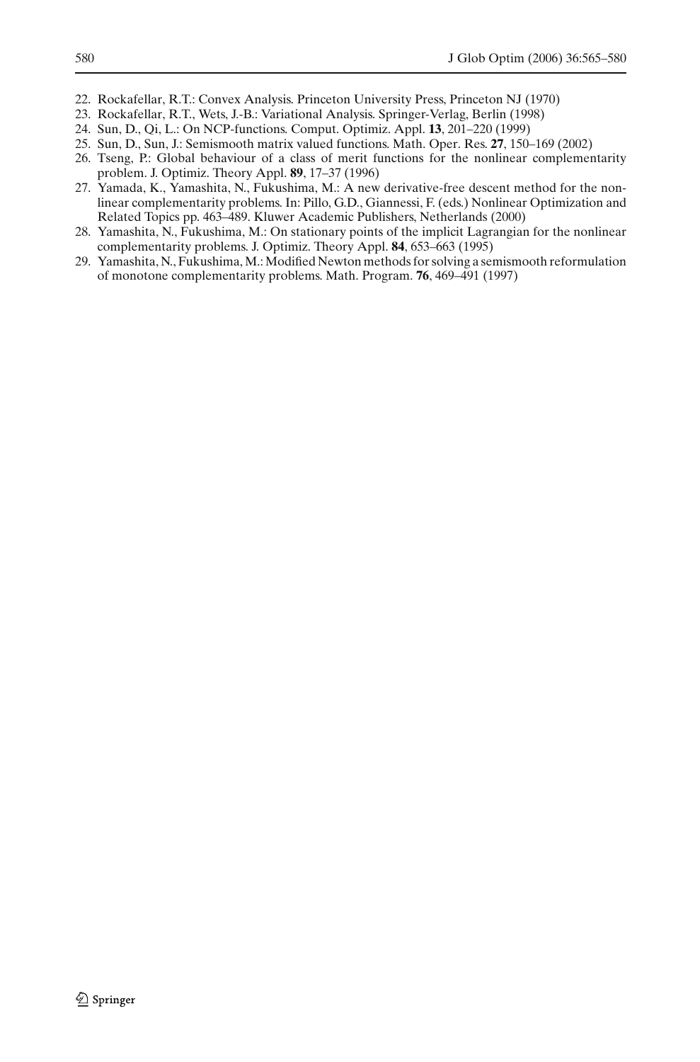22. Rockafellar, R.T.: Convex Analysis. Princeton University Press, Princeton NJ (1970)
23. Rockafellar, R.T., Wets, J.-B.: Variational Analysis. Springer-Verlag, Berlin (1998)
24. Sun, D., Qi, L.: On NCP-functions. Comput. Optimiz. Appl. **13**, 201–220 (1999)
25. Sun, D., Sun, J.: Semismooth matrix valued functions. Math. Oper. Res. **27**, 150–169 (2002)
26. Tseng, P.: Global behaviour of a class of merit functions for the nonlinear complementarity problem. J. Optimiz. Theory Appl. **89**, 17–37 (1996)
27. Yamada, K., Yamashita, N., Fukushima, M.: A new derivative-free descent method for the nonlinear complementarity problems. In: Pillo, G.D., Giannessi, F. (eds.) Nonlinear Optimization and Related Topics pp. 463–489. Kluwer Academic Publishers, Netherlands (2000)
28. Yamashita, N., Fukushima, M.: On stationary points of the implicit Lagrangian for the nonlinear complementarity problems. J. Optimiz. Theory Appl. **84**, 653–663 (1995)
29. Yamashita, N., Fukushima, M.: Modified Newton methods for solving a semismooth reformulation of monotone complementarity problems. Math. Program. **76**, 469–491 (1997)